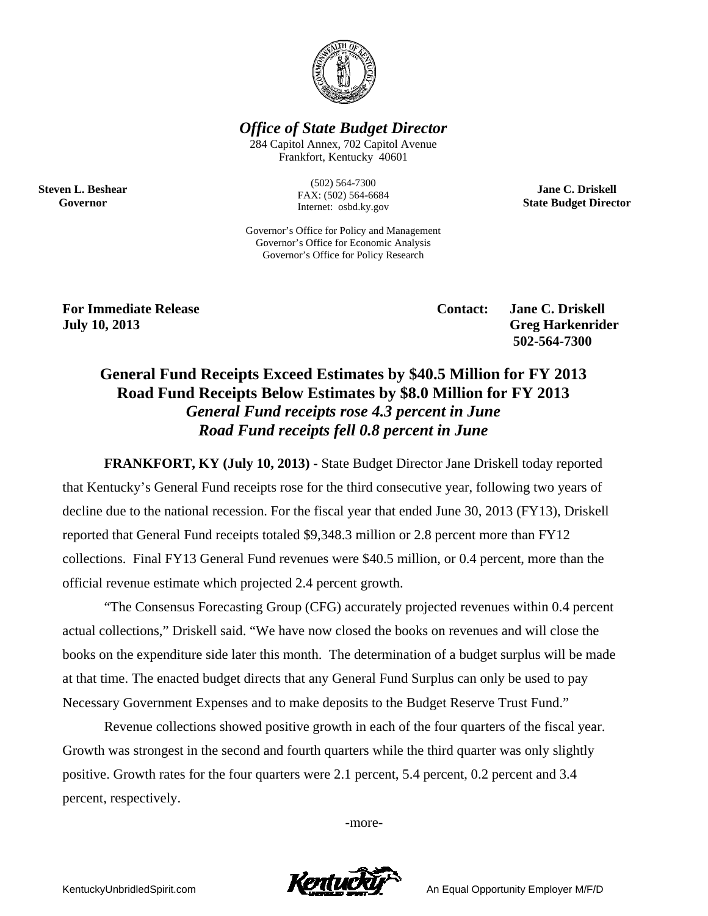***Office of State Budget Director***

284 Capitol Annex, 702 Capitol Avenue
Frankfort, Kentucky 40601

**Steven L. Beshear**
**Governor**

(502) 564-7300
FAX: (502) 564-6684
Internet: osbd.ky.gov

**Jane C. Driskell**
**State Budget Director**

Governor's Office for Policy and Management
Governor's Office for Economic Analysis
Governor's Office for Policy Research

**For Immediate Release**
**July 10, 2013**

**Contact: Jane C. Driskell**
**Greg Harkenrider**
**502-564-7300**

## General Fund Receipts Exceed Estimates by $40.5 Million for FY 2013
## Road Fund Receipts Below Estimates by $8.0 Million for FY 2013
### *General Fund receipts rose 4.3 percent in June*
### *Road Fund receipts fell 0.8 percent in June*

**FRANKFORT, KY (July 10, 2013) -** State Budget Director Jane Driskell today reported that Kentucky's General Fund receipts rose for the third consecutive year, following two years of decline due to the national recession. For the fiscal year that ended June 30, 2013 (FY13), Driskell reported that General Fund receipts totaled $9,348.3 million or 2.8 percent more than FY12 collections. Final FY13 General Fund revenues were $40.5 million, or 0.4 percent, more than the official revenue estimate which projected 2.4 percent growth.

"The Consensus Forecasting Group (CFG) accurately projected revenues within 0.4 percent actual collections," Driskell said. "We have now closed the books on revenues and will close the books on the expenditure side later this month. The determination of a budget surplus will be made at that time. The enacted budget directs that any General Fund Surplus can only be used to pay Necessary Government Expenses and to make deposits to the Budget Reserve Trust Fund."

Revenue collections showed positive growth in each of the four quarters of the fiscal year. Growth was strongest in the second and fourth quarters while the third quarter was only slightly positive. Growth rates for the four quarters were 2.1 percent, 5.4 percent, 0.2 percent and 3.4 percent, respectively.

-more-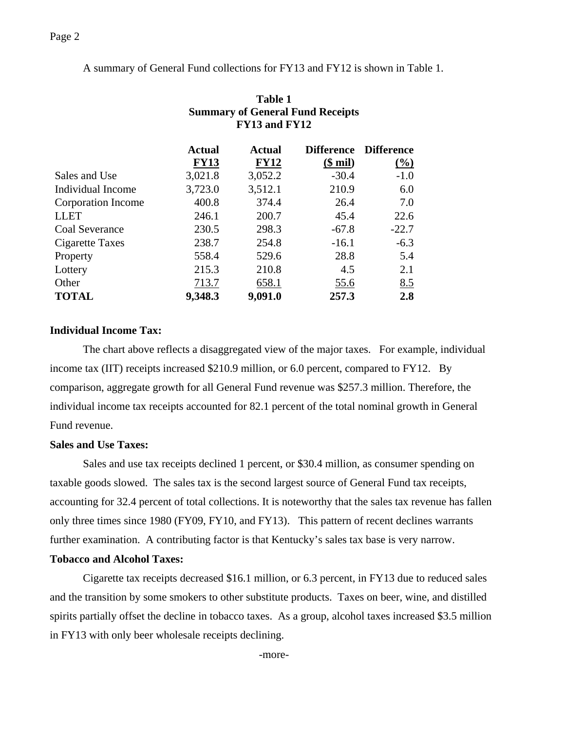A summary of General Fund collections for FY13 and FY12 is shown in Table 1.

**Table 1**
**Summary of General Fund Receipts**
**FY13 and FY12**

| | Actual FY13 | Actual FY12 | Difference ($ mil) | Difference (%) |
|---|---|---|---|---|
| Sales and Use | 3,021.8 | 3,052.2 | -30.4 | -1.0 |
| Individual Income | 3,723.0 | 3,512.1 | 210.9 | 6.0 |
| Corporation Income | 400.8 | 374.4 | 26.4 | 7.0 |
| LLET | 246.1 | 200.7 | 45.4 | 22.6 |
| Coal Severance | 230.5 | 298.3 | -67.8 | -22.7 |
| Cigarette Taxes | 238.7 | 254.8 | -16.1 | -6.3 |
| Property | 558.4 | 529.6 | 28.8 | 5.4 |
| Lottery | 215.3 | 210.8 | 4.5 | 2.1 |
| Other | 713.7 | 658.1 | 55.6 | 8.5 |
| **TOTAL** | **9,348.3** | **9,091.0** | **257.3** | **2.8** |

**Individual Income Tax:**

The chart above reflects a disaggregated view of the major taxes. For example, individual income tax (IIT) receipts increased $210.9 million, or 6.0 percent, compared to FY12. By comparison, aggregate growth for all General Fund revenue was $257.3 million. Therefore, the individual income tax receipts accounted for 82.1 percent of the total nominal growth in General Fund revenue.

**Sales and Use Taxes:**

Sales and use tax receipts declined 1 percent, or $30.4 million, as consumer spending on taxable goods slowed. The sales tax is the second largest source of General Fund tax receipts, accounting for 32.4 percent of total collections. It is noteworthy that the sales tax revenue has fallen only three times since 1980 (FY09, FY10, and FY13). This pattern of recent declines warrants further examination. A contributing factor is that Kentucky's sales tax base is very narrow.

**Tobacco and Alcohol Taxes:**

Cigarette tax receipts decreased $16.1 million, or 6.3 percent, in FY13 due to reduced sales and the transition by some smokers to other substitute products. Taxes on beer, wine, and distilled spirits partially offset the decline in tobacco taxes. As a group, alcohol taxes increased $3.5 million in FY13 with only beer wholesale receipts declining.

-more-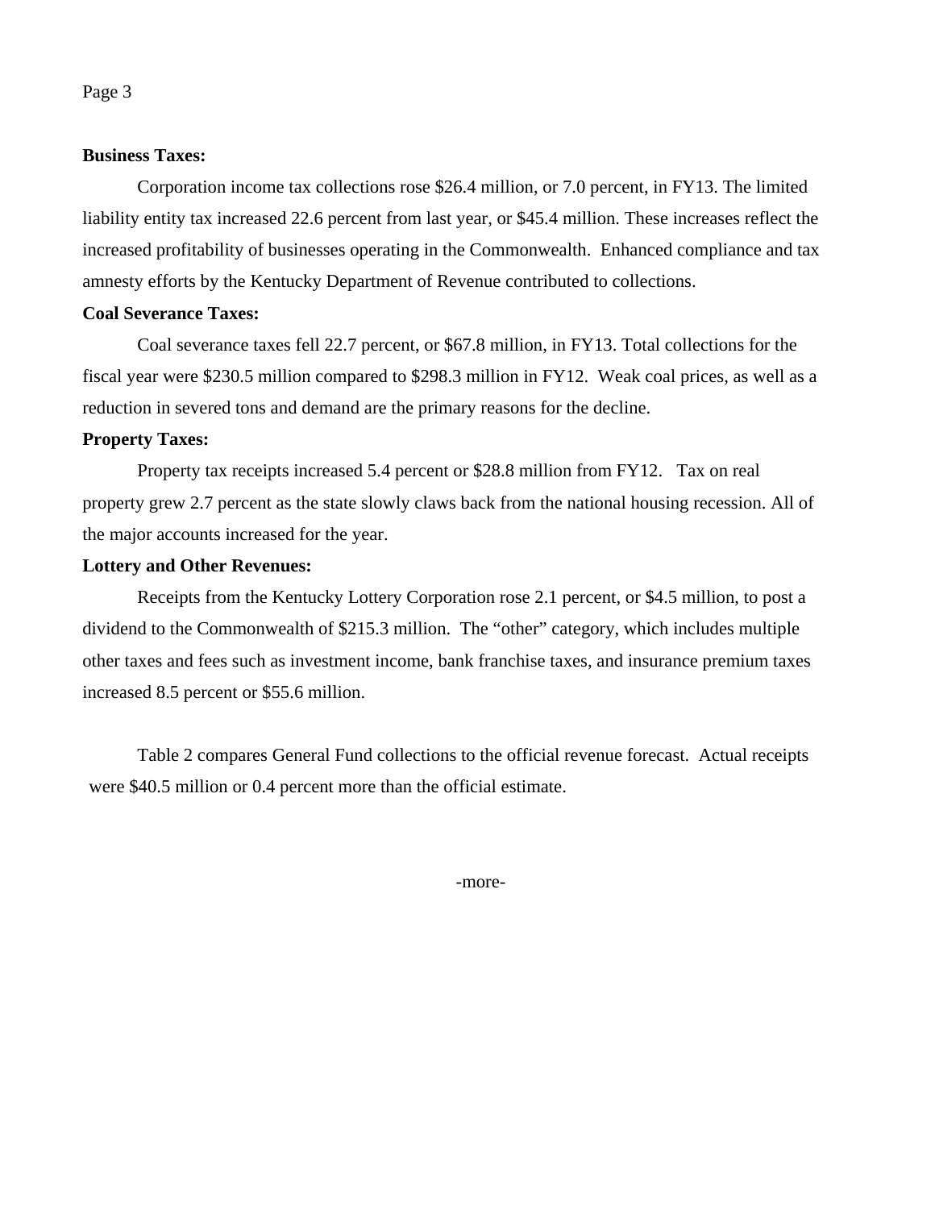**Business Taxes:**

Corporation income tax collections rose $26.4 million, or 7.0 percent, in FY13. The limited liability entity tax increased 22.6 percent from last year, or $45.4 million. These increases reflect the increased profitability of businesses operating in the Commonwealth. Enhanced compliance and tax amnesty efforts by the Kentucky Department of Revenue contributed to collections.

**Coal Severance Taxes:**

Coal severance taxes fell 22.7 percent, or $67.8 million, in FY13. Total collections for the fiscal year were $230.5 million compared to $298.3 million in FY12. Weak coal prices, as well as a reduction in severed tons and demand are the primary reasons for the decline.

**Property Taxes:**

Property tax receipts increased 5.4 percent or $28.8 million from FY12. Tax on real property grew 2.7 percent as the state slowly claws back from the national housing recession. All of the major accounts increased for the year.

**Lottery and Other Revenues:**

Receipts from the Kentucky Lottery Corporation rose 2.1 percent, or $4.5 million, to post a dividend to the Commonwealth of $215.3 million. The "other" category, which includes multiple other taxes and fees such as investment income, bank franchise taxes, and insurance premium taxes increased 8.5 percent or $55.6 million.

Table 2 compares General Fund collections to the official revenue forecast. Actual receipts were $40.5 million or 0.4 percent more than the official estimate.

-more-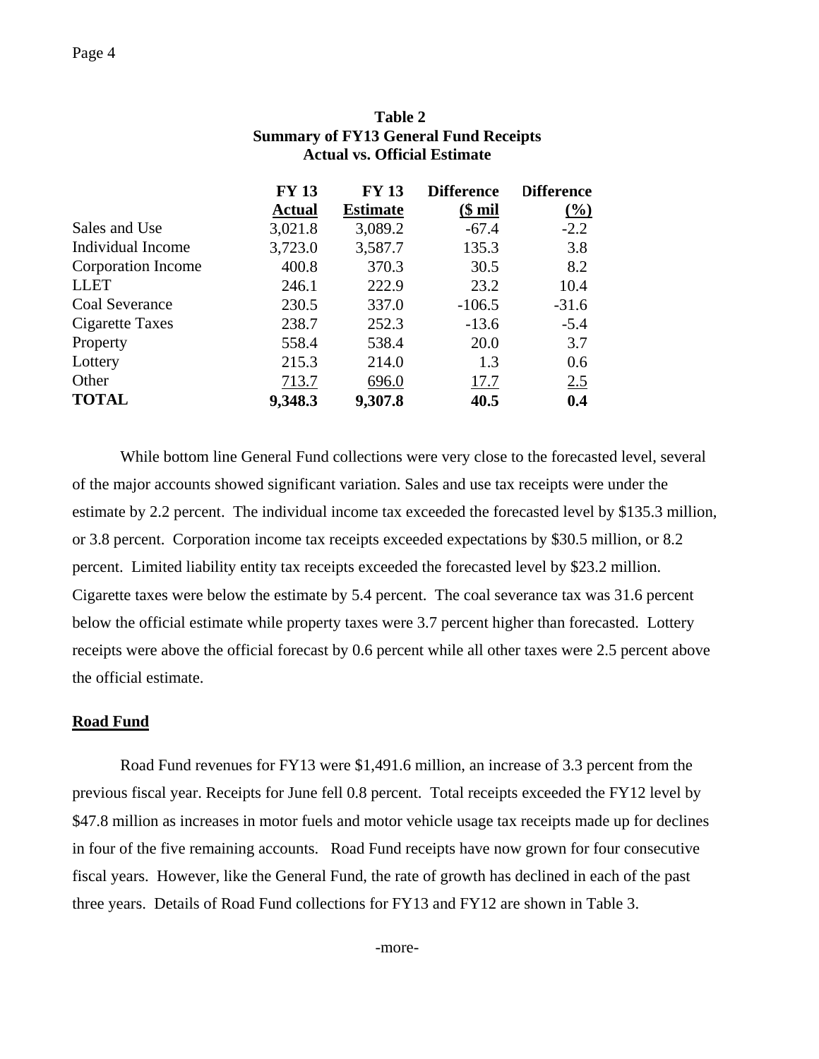**Table 2**
**Summary of FY13 General Fund Receipts**
**Actual vs. Official Estimate**

| | FY 13 Actual | FY 13 Estimate | Difference ($ mil | Difference (%) |
|---|---|---|---|---|
| Sales and Use | 3,021.8 | 3,089.2 | -67.4 | -2.2 |
| Individual Income | 3,723.0 | 3,587.7 | 135.3 | 3.8 |
| Corporation Income | 400.8 | 370.3 | 30.5 | 8.2 |
| LLET | 246.1 | 222.9 | 23.2 | 10.4 |
| Coal Severance | 230.5 | 337.0 | -106.5 | -31.6 |
| Cigarette Taxes | 238.7 | 252.3 | -13.6 | -5.4 |
| Property | 558.4 | 538.4 | 20.0 | 3.7 |
| Lottery | 215.3 | 214.0 | 1.3 | 0.6 |
| Other | 713.7 | 696.0 | 17.7 | 2.5 |
| **TOTAL** | **9,348.3** | **9,307.8** | **40.5** | **0.4** |

While bottom line General Fund collections were very close to the forecasted level, several of the major accounts showed significant variation. Sales and use tax receipts were under the estimate by 2.2 percent. The individual income tax exceeded the forecasted level by $135.3 million, or 3.8 percent. Corporation income tax receipts exceeded expectations by $30.5 million, or 8.2 percent. Limited liability entity tax receipts exceeded the forecasted level by $23.2 million. Cigarette taxes were below the estimate by 5.4 percent. The coal severance tax was 31.6 percent below the official estimate while property taxes were 3.7 percent higher than forecasted. Lottery receipts were above the official forecast by 0.6 percent while all other taxes were 2.5 percent above the official estimate.

## Road Fund

Road Fund revenues for FY13 were $1,491.6 million, an increase of 3.3 percent from the previous fiscal year. Receipts for June fell 0.8 percent. Total receipts exceeded the FY12 level by $47.8 million as increases in motor fuels and motor vehicle usage tax receipts made up for declines in four of the five remaining accounts. Road Fund receipts have now grown for four consecutive fiscal years. However, like the General Fund, the rate of growth has declined in each of the past three years. Details of Road Fund collections for FY13 and FY12 are shown in Table 3.

-more-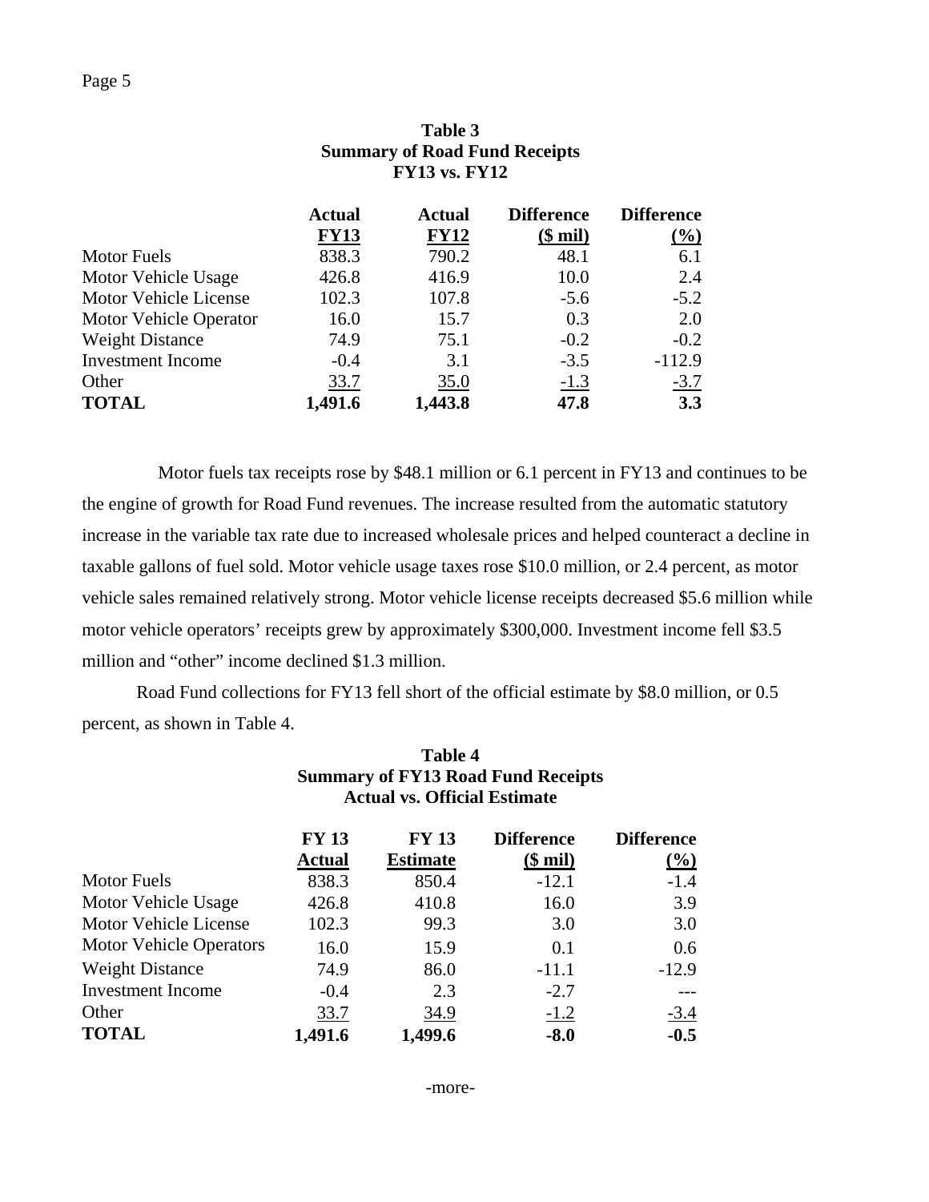**Table 3**
**Summary of Road Fund Receipts**
**FY13 vs. FY12**

| | Actual FY13 | Actual FY12 | Difference ($ mil) | Difference (%) |
|---|---|---|---|---|
| Motor Fuels | 838.3 | 790.2 | 48.1 | 6.1 |
| Motor Vehicle Usage | 426.8 | 416.9 | 10.0 | 2.4 |
| Motor Vehicle License | 102.3 | 107.8 | -5.6 | -5.2 |
| Motor Vehicle Operator | 16.0 | 15.7 | 0.3 | 2.0 |
| Weight Distance | 74.9 | 75.1 | -0.2 | -0.2 |
| Investment Income | -0.4 | 3.1 | -3.5 | -112.9 |
| Other | 33.7 | 35.0 | -1.3 | -3.7 |
| **TOTAL** | **1,491.6** | **1,443.8** | **47.8** | **3.3** |

Motor fuels tax receipts rose by $48.1 million or 6.1 percent in FY13 and continues to be the engine of growth for Road Fund revenues. The increase resulted from the automatic statutory increase in the variable tax rate due to increased wholesale prices and helped counteract a decline in taxable gallons of fuel sold. Motor vehicle usage taxes rose $10.0 million, or 2.4 percent, as motor vehicle sales remained relatively strong. Motor vehicle license receipts decreased $5.6 million while motor vehicle operators' receipts grew by approximately $300,000. Investment income fell $3.5 million and "other" income declined $1.3 million.

Road Fund collections for FY13 fell short of the official estimate by $8.0 million, or 0.5 percent, as shown in Table 4.

**Table 4**
**Summary of FY13 Road Fund Receipts**
**Actual vs. Official Estimate**

| | FY 13 Actual | FY 13 Estimate | Difference ($ mil) | Difference (%) |
|---|---|---|---|---|
| Motor Fuels | 838.3 | 850.4 | -12.1 | -1.4 |
| Motor Vehicle Usage | 426.8 | 410.8 | 16.0 | 3.9 |
| Motor Vehicle License | 102.3 | 99.3 | 3.0 | 3.0 |
| Motor Vehicle Operators | 16.0 | 15.9 | 0.1 | 0.6 |
| Weight Distance | 74.9 | 86.0 | -11.1 | -12.9 |
| Investment Income | -0.4 | 2.3 | -2.7 | --- |
| Other | 33.7 | 34.9 | -1.2 | -3.4 |
| **TOTAL** | **1,491.6** | **1,499.6** | **-8.0** | **-0.5** |

-more-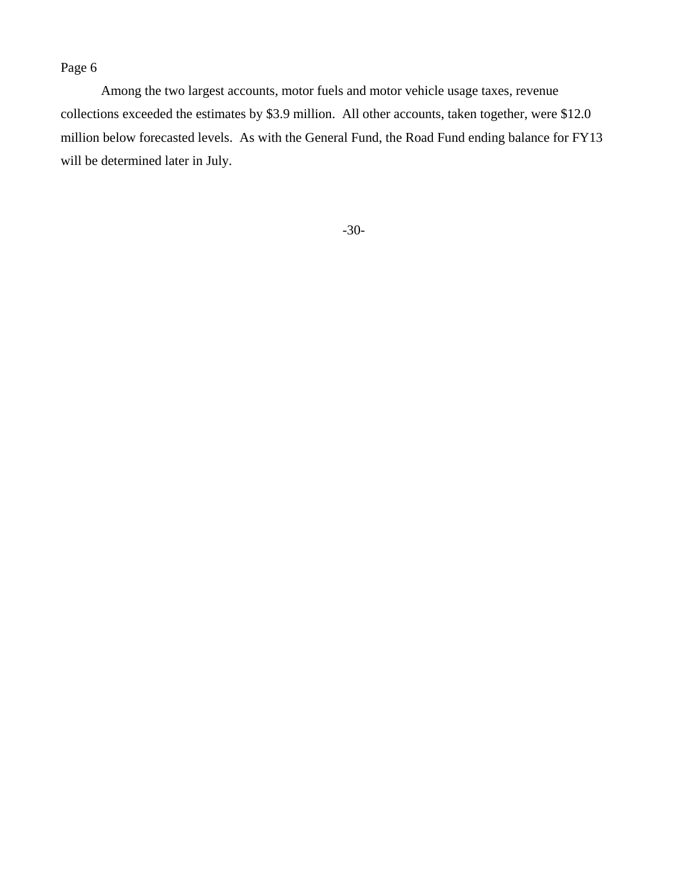Among the two largest accounts, motor fuels and motor vehicle usage taxes, revenue collections exceeded the estimates by $3.9 million. All other accounts, taken together, were $12.0 million below forecasted levels. As with the General Fund, the Road Fund ending balance for FY13 will be determined later in July.

-30-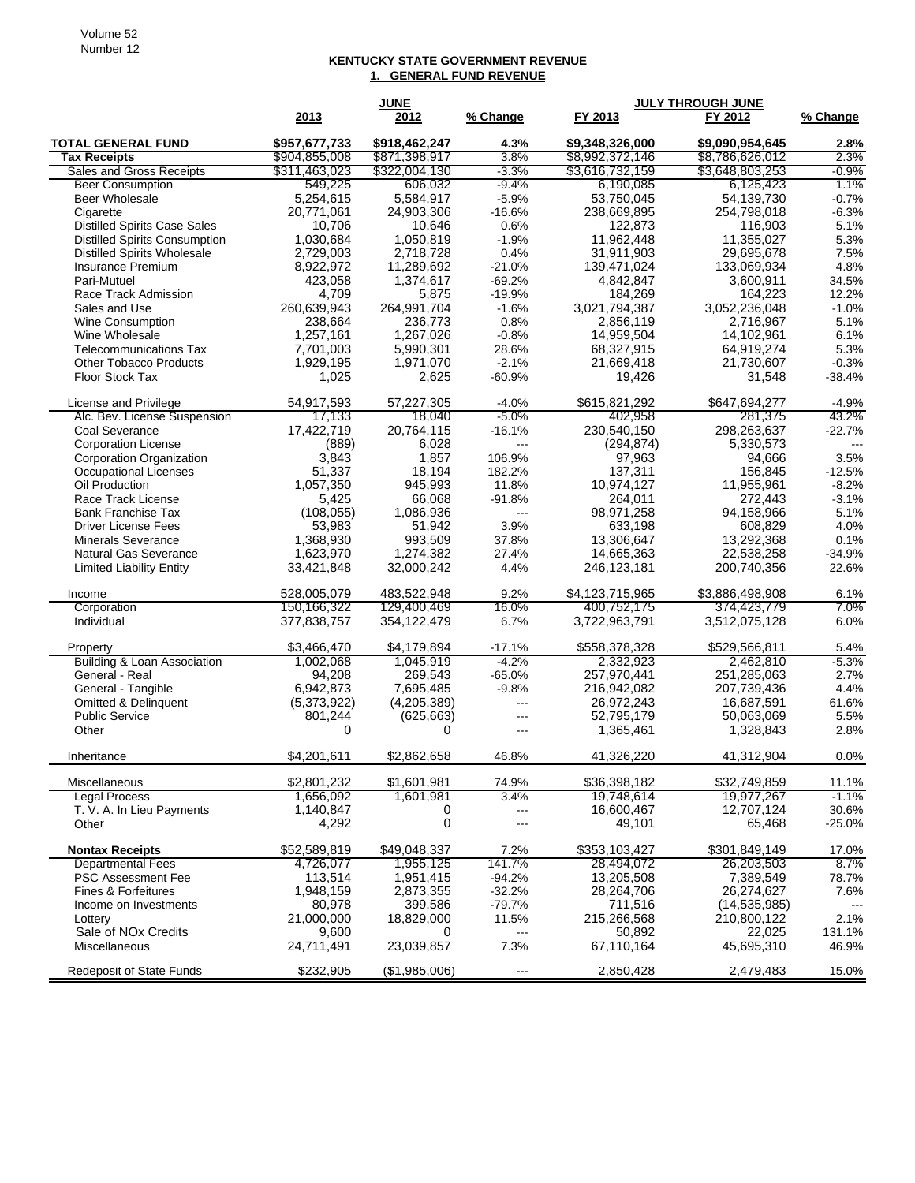### KENTUCKY STATE GOVERNMENT REVENUE
### 1. GENERAL FUND REVENUE

| | JUNE | | | JULY THROUGH JUNE | | |
|---|---|---|---|---|---|---|
| | 2013 | 2012 | % Change | FY 2013 | FY 2012 | % Change |
| **TOTAL GENERAL FUND** | **$957,677,733** | **$918,462,247** | **4.3%** | **$9,348,326,000** | **$9,090,954,645** | **2.8%** |
| **Tax Receipts** | $904,855,008 | $871,398,917 | 3.8% | $8,992,372,146 | $8,786,626,012 | 2.3% |
| Sales and Gross Receipts | $311,463,023 | $322,004,130 | -3.3% | $3,616,732,159 | $3,648,803,253 | -0.9% |
| Beer Consumption | 549,225 | 606,032 | -9.4% | 6,190,085 | 6,125,423 | 1.1% |
| Beer Wholesale | 5,254,615 | 5,584,917 | -5.9% | 53,750,045 | 54,139,730 | -0.7% |
| Cigarette | 20,771,061 | 24,903,306 | -16.6% | 238,669,895 | 254,798,018 | -6.3% |
| Distilled Spirits Case Sales | 10,706 | 10,646 | 0.6% | 122,873 | 116,903 | 5.1% |
| Distilled Spirits Consumption | 1,030,684 | 1,050,819 | -1.9% | 11,962,448 | 11,355,027 | 5.3% |
| Distilled Spirits Wholesale | 2,729,003 | 2,718,728 | 0.4% | 31,911,903 | 29,695,678 | 7.5% |
| Insurance Premium | 8,922,972 | 11,289,692 | -21.0% | 139,471,024 | 133,069,934 | 4.8% |
| Pari-Mutuel | 423,058 | 1,374,617 | -69.2% | 4,842,847 | 3,600,911 | 34.5% |
| Race Track Admission | 4,709 | 5,875 | -19.9% | 184,269 | 164,223 | 12.2% |
| Sales and Use | 260,639,943 | 264,991,704 | -1.6% | 3,021,794,387 | 3,052,236,048 | -1.0% |
| Wine Consumption | 238,664 | 236,773 | 0.8% | 2,856,119 | 2,716,967 | 5.1% |
| Wine Wholesale | 1,257,161 | 1,267,026 | -0.8% | 14,959,504 | 14,102,961 | 6.1% |
| Telecommunications Tax | 7,701,003 | 5,990,301 | 28.6% | 68,327,915 | 64,919,274 | 5.3% |
| Other Tobacco Products | 1,929,195 | 1,971,070 | -2.1% | 21,669,418 | 21,730,607 | -0.3% |
| Floor Stock Tax | 1,025 | 2,625 | -60.9% | 19,426 | 31,548 | -38.4% |
| | | | | | | |
| License and Privilege | 54,917,593 | 57,227,305 | -4.0% | $615,821,292 | $647,694,277 | -4.9% |
| Alc. Bev. License Suspension | 17,133 | 18,040 | -5.0% | 402,958 | 281,375 | 43.2% |
| Coal Severance | 17,422,719 | 20,764,115 | -16.1% | 230,540,150 | 298,263,637 | -22.7% |
| Corporation License | (889) | 6,028 | --- | (294,874) | 5,330,573 | --- |
| Corporation Organization | 3,843 | 1,857 | 106.9% | 97,963 | 94,666 | 3.5% |
| Occupational Licenses | 51,337 | 18,194 | 182.2% | 137,311 | 156,845 | -12.5% |
| Oil Production | 1,057,350 | 945,993 | 11.8% | 10,974,127 | 11,955,961 | -8.2% |
| Race Track License | 5,425 | 66,068 | -91.8% | 264,011 | 272,443 | -3.1% |
| Bank Franchise Tax | (108,055) | 1,086,936 | --- | 98,971,258 | 94,158,966 | 5.1% |
| Driver License Fees | 53,983 | 51,942 | 3.9% | 633,198 | 608,829 | 4.0% |
| Minerals Severance | 1,368,930 | 993,509 | 37.8% | 13,306,647 | 13,292,368 | 0.1% |
| Natural Gas Severance | 1,623,970 | 1,274,382 | 27.4% | 14,665,363 | 22,538,258 | -34.9% |
| Limited Liability Entity | 33,421,848 | 32,000,242 | 4.4% | 246,123,181 | 200,740,356 | 22.6% |
| | | | | | | |
| Income | 528,005,079 | 483,522,948 | 9.2% | $4,123,715,965 | $3,886,498,908 | 6.1% |
| Corporation | 150,166,322 | 129,400,469 | 16.0% | 400,752,175 | 374,423,779 | 7.0% |
| Individual | 377,838,757 | 354,122,479 | 6.7% | 3,722,963,791 | 3,512,075,128 | 6.0% |
| | | | | | | |
| Property | $3,466,470 | $4,179,894 | -17.1% | $558,378,328 | $529,566,811 | 5.4% |
| Building & Loan Association | 1,002,068 | 1,045,919 | -4.2% | 2,332,923 | 2,462,810 | -5.3% |
| General - Real | 94,208 | 269,543 | -65.0% | 257,970,441 | 251,285,063 | 2.7% |
| General - Tangible | 6,942,873 | 7,695,485 | -9.8% | 216,942,082 | 207,739,436 | 4.4% |
| Omitted & Delinquent | (5,373,922) | (4,205,389) | --- | 26,972,243 | 16,687,591 | 61.6% |
| Public Service | 801,244 | (625,663) | --- | 52,795,179 | 50,063,069 | 5.5% |
| Other | 0 | 0 | --- | 1,365,461 | 1,328,843 | 2.8% |
| | | | | | | |
| Inheritance | $4,201,611 | $2,862,658 | 46.8% | 41,326,220 | 41,312,904 | 0.0% |
| | | | | | | |
| Miscellaneous | $2,801,232 | $1,601,981 | 74.9% | $36,398,182 | $32,749,859 | 11.1% |
| Legal Process | 1,656,092 | 1,601,981 | 3.4% | 19,748,614 | 19,977,267 | -1.1% |
| T. V. A. In Lieu Payments | 1,140,847 | 0 | --- | 16,600,467 | 12,707,124 | 30.6% |
| Other | 4,292 | 0 | --- | 49,101 | 65,468 | -25.0% |
| | | | | | | |
| **Nontax Receipts** | $52,589,819 | $49,048,337 | 7.2% | $353,103,427 | $301,849,149 | 17.0% |
| Departmental Fees | 4,726,077 | 1,955,125 | 141.7% | 28,494,072 | 26,203,503 | 8.7% |
| PSC Assessment Fee | 113,514 | 1,951,415 | -94.2% | 13,205,508 | 7,389,549 | 78.7% |
| Fines & Forfeitures | 1,948,159 | 2,873,355 | -32.2% | 28,264,706 | 26,274,627 | 7.6% |
| Income on Investments | 80,978 | 399,586 | -79.7% | 711,516 | (14,535,985) | --- |
| Lottery | 21,000,000 | 18,829,000 | 11.5% | 215,266,568 | 210,800,122 | 2.1% |
| Sale of NOx Credits | 9,600 | 0 | --- | 50,892 | 22,025 | 131.1% |
| Miscellaneous | 24,711,491 | 23,039,857 | 7.3% | 67,110,164 | 45,695,310 | 46.9% |
| | | | | | | |
| Redeposit of State Funds | $232,905 | ($1,985,006) | --- | 2,850,428 | 2,479,483 | 15.0% |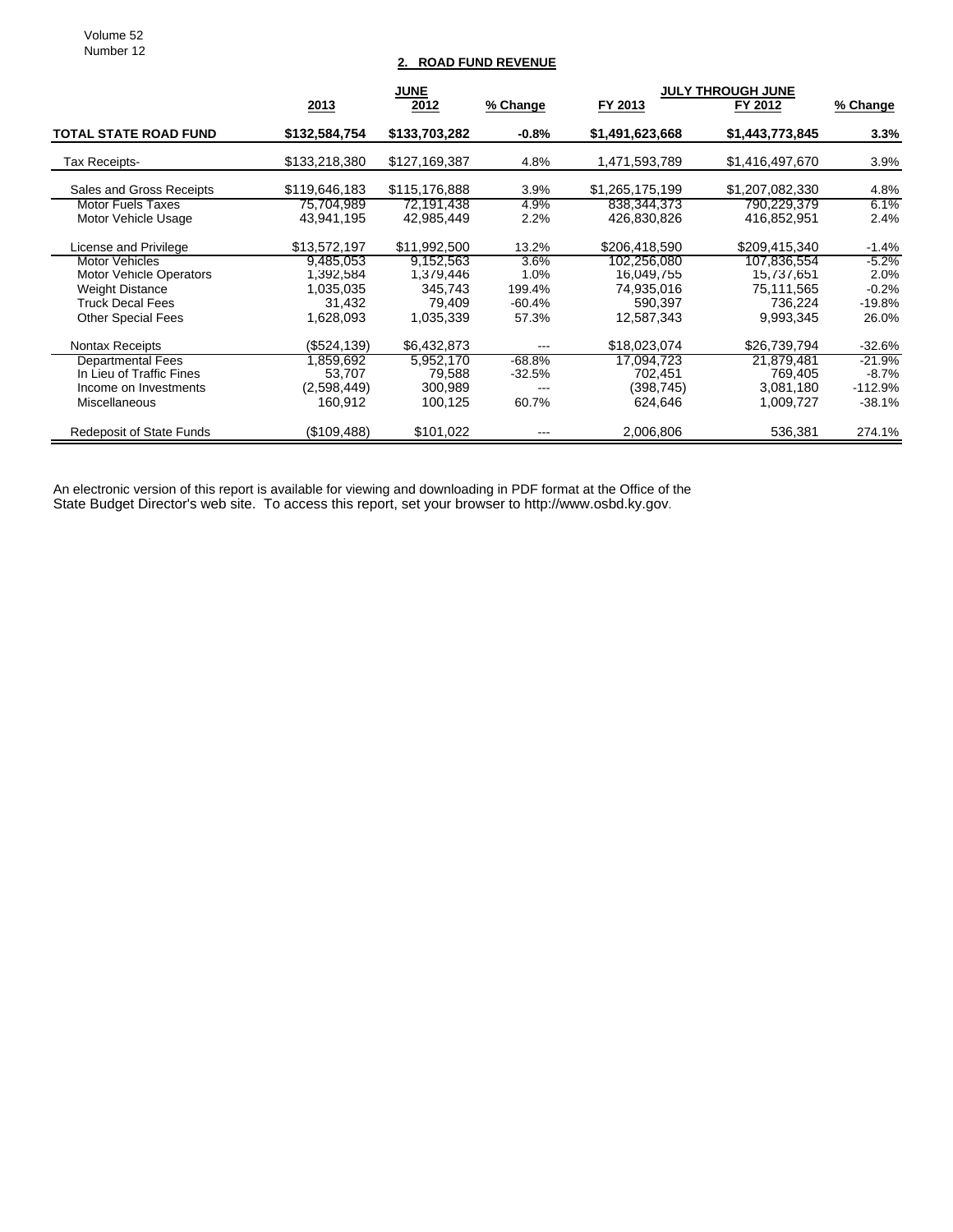## 2. ROAD FUND REVENUE

| | JUNE | | | JULY THROUGH JUNE | | |
|---|---|---|---|---|---|---|
| | 2013 | 2012 | % Change | FY 2013 | FY 2012 | % Change |
| **TOTAL STATE ROAD FUND** | **$132,584,754** | **$133,703,282** | **-0.8%** | **$1,491,623,668** | **$1,443,773,845** | **3.3%** |
| Tax Receipts- | $133,218,380 | $127,169,387 | 4.8% | 1,471,593,789 | $1,416,497,670 | 3.9% |
| Sales and Gross Receipts | $119,646,183 | $115,176,888 | 3.9% | $1,265,175,199 | $1,207,082,330 | 4.8% |
| Motor Fuels Taxes | 75,704,989 | 72,191,438 | 4.9% | 838,344,373 | 790,229,379 | 6.1% |
| Motor Vehicle Usage | 43,941,195 | 42,985,449 | 2.2% | 426,830,826 | 416,852,951 | 2.4% |
| License and Privilege | $13,572,197 | $11,992,500 | 13.2% | $206,418,590 | $209,415,340 | -1.4% |
| Motor Vehicles | 9,485,053 | 9,152,563 | 3.6% | 102,256,080 | 107,836,554 | -5.2% |
| Motor Vehicle Operators | 1,392,584 | 1,379,446 | 1.0% | 16,049,755 | 15,737,651 | 2.0% |
| Weight Distance | 1,035,035 | 345,743 | 199.4% | 74,935,016 | 75,111,565 | -0.2% |
| Truck Decal Fees | 31,432 | 79,409 | -60.4% | 590,397 | 736,224 | -19.8% |
| Other Special Fees | 1,628,093 | 1,035,339 | 57.3% | 12,587,343 | 9,993,345 | 26.0% |
| Nontax Receipts | ($524,139) | $6,432,873 | --- | $18,023,074 | $26,739,794 | -32.6% |
| Departmental Fees | 1,859,692 | 5,952,170 | -68.8% | 17,094,723 | 21,879,481 | -21.9% |
| In Lieu of Traffic Fines | 53,707 | 79,588 | -32.5% | 702,451 | 769,405 | -8.7% |
| Income on Investments | (2,598,449) | 300,989 | --- | (398,745) | 3,081,180 | -112.9% |
| Miscellaneous | 160,912 | 100,125 | 60.7% | 624,646 | 1,009,727 | -38.1% |
| Redeposit of State Funds | ($109,488) | $101,022 | --- | 2,006,806 | 536,381 | 274.1% |

An electronic version of this report is available for viewing and downloading in PDF format at the Office of the State Budget Director's web site. To access this report, set your browser to http://www.osbd.ky.gov.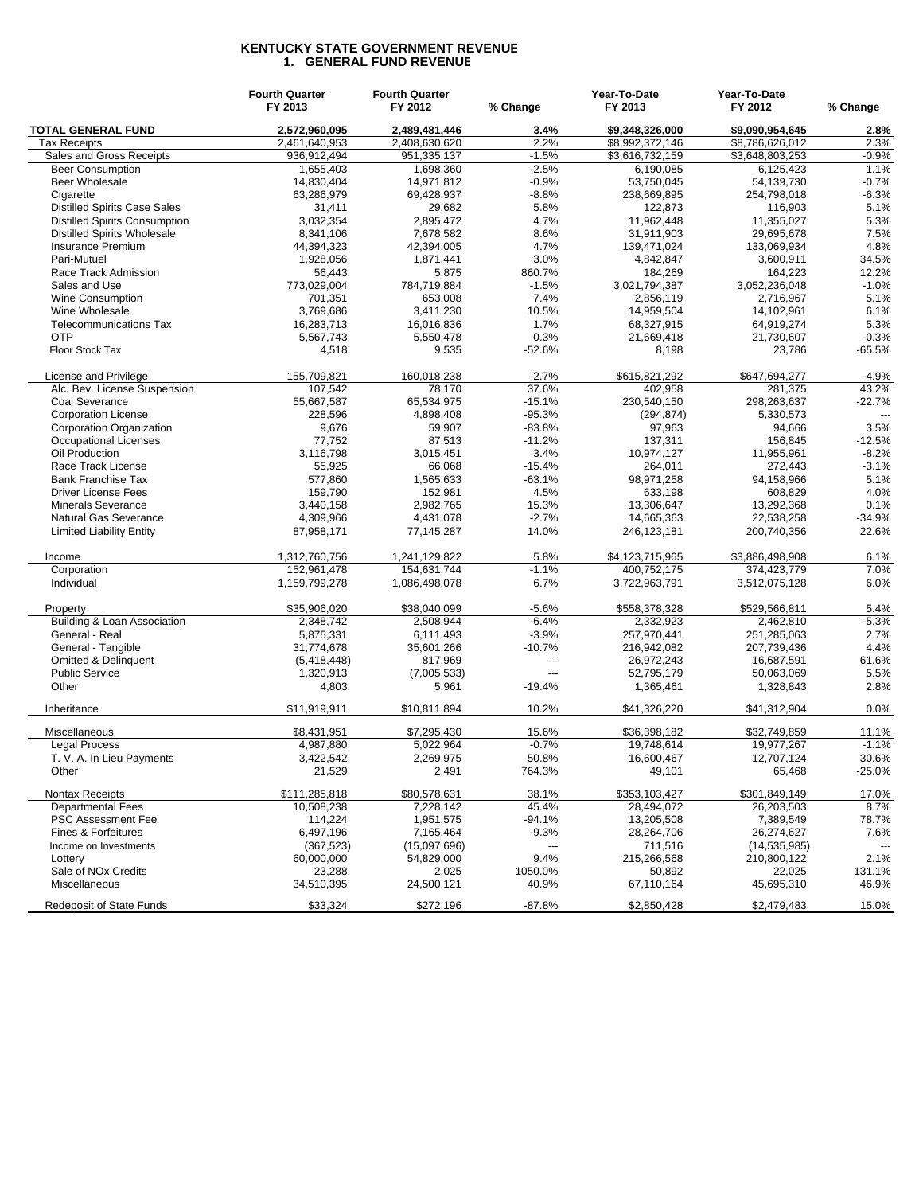# KENTUCKY STATE GOVERNMENT REVENUE
## 1. GENERAL FUND REVENUE

| | Fourth Quarter FY 2013 | Fourth Quarter FY 2012 | % Change | Year-To-Date FY 2013 | Year-To-Date FY 2012 | % Change |
|---|---|---|---|---|---|---|
| **TOTAL GENERAL FUND** | **2,572,960,095** | **2,489,481,446** | **3.4%** | **$9,348,326,000** | **$9,090,954,645** | **2.8%** |
| Tax Receipts | 2,461,640,953 | 2,408,630,620 | 2.2% | $8,992,372,146 | $8,786,626,012 | 2.3% |
| Sales and Gross Receipts | 936,912,494 | 951,335,137 | -1.5% | $3,616,732,159 | $3,648,803,253 | -0.9% |
| Beer Consumption | 1,655,403 | 1,698,360 | -2.5% | 6,190,085 | 6,125,423 | 1.1% |
| Beer Wholesale | 14,830,404 | 14,971,812 | -0.9% | 53,750,045 | 54,139,730 | -0.7% |
| Cigarette | 63,286,979 | 69,428,937 | -8.8% | 238,669,895 | 254,798,018 | -6.3% |
| Distilled Spirits Case Sales | 31,411 | 29,682 | 5.8% | 122,873 | 116,903 | 5.1% |
| Distilled Spirits Consumption | 3,032,354 | 2,895,472 | 4.7% | 11,962,448 | 11,355,027 | 5.3% |
| Distilled Spirits Wholesale | 8,341,106 | 7,678,582 | 8.6% | 31,911,903 | 29,695,678 | 7.5% |
| Insurance Premium | 44,394,323 | 42,394,005 | 4.7% | 139,471,024 | 133,069,934 | 4.8% |
| Pari-Mutuel | 1,928,056 | 1,871,441 | 3.0% | 4,842,847 | 3,600,911 | 34.5% |
| Race Track Admission | 56,443 | 5,875 | 860.7% | 184,269 | 164,223 | 12.2% |
| Sales and Use | 773,029,004 | 784,719,884 | -1.5% | 3,021,794,387 | 3,052,236,048 | -1.0% |
| Wine Consumption | 701,351 | 653,008 | 7.4% | 2,856,119 | 2,716,967 | 5.1% |
| Wine Wholesale | 3,769,686 | 3,411,230 | 10.5% | 14,959,504 | 14,102,961 | 6.1% |
| Telecommunications Tax | 16,283,713 | 16,016,836 | 1.7% | 68,327,915 | 64,919,274 | 5.3% |
| OTP | 5,567,743 | 5,550,478 | 0.3% | 21,669,418 | 21,730,607 | -0.3% |
| Floor Stock Tax | 4,518 | 9,535 | -52.6% | 8,198 | 23,786 | -65.5% |
| | | | | | | |
| License and Privilege | 155,709,821 | 160,018,238 | -2.7% | $615,821,292 | $647,694,277 | -4.9% |
| Alc. Bev. License Suspension | 107,542 | 78,170 | 37.6% | 402,958 | 281,375 | 43.2% |
| Coal Severance | 55,667,587 | 65,534,975 | -15.1% | 230,540,150 | 298,263,637 | -22.7% |
| Corporation License | 228,596 | 4,898,408 | -95.3% | (294,874) | 5,330,573 | --- |
| Corporation Organization | 9,676 | 59,907 | -83.8% | 97,963 | 94,666 | 3.5% |
| Occupational Licenses | 77,752 | 87,513 | -11.2% | 137,311 | 156,845 | -12.5% |
| Oil Production | 3,116,798 | 3,015,451 | 3.4% | 10,974,127 | 11,955,961 | -8.2% |
| Race Track License | 55,925 | 66,068 | -15.4% | 264,011 | 272,443 | -3.1% |
| Bank Franchise Tax | 577,860 | 1,565,633 | -63.1% | 98,971,258 | 94,158,966 | 5.1% |
| Driver License Fees | 159,790 | 152,981 | 4.5% | 633,198 | 608,829 | 4.0% |
| Minerals Severance | 3,440,158 | 2,982,765 | 15.3% | 13,306,647 | 13,292,368 | 0.1% |
| Natural Gas Severance | 4,309,966 | 4,431,078 | -2.7% | 14,665,363 | 22,538,258 | -34.9% |
| Limited Liability Entity | 87,958,171 | 77,145,287 | 14.0% | 246,123,181 | 200,740,356 | 22.6% |
| | | | | | | |
| Income | 1,312,760,756 | 1,241,129,822 | 5.8% | $4,123,715,965 | $3,886,498,908 | 6.1% |
| Corporation | 152,961,478 | 154,631,744 | -1.1% | 400,752,175 | 374,423,779 | 7.0% |
| Individual | 1,159,799,278 | 1,086,498,078 | 6.7% | 3,722,963,791 | 3,512,075,128 | 6.0% |
| | | | | | | |
| Property | $35,906,020 | $38,040,099 | -5.6% | $558,378,328 | $529,566,811 | 5.4% |
| Building & Loan Association | 2,348,742 | 2,508,944 | -6.4% | 2,332,923 | 2,462,810 | -5.3% |
| General - Real | 5,875,331 | 6,111,493 | -3.9% | 257,970,441 | 251,285,063 | 2.7% |
| General - Tangible | 31,774,678 | 35,601,266 | -10.7% | 216,942,082 | 207,739,436 | 4.4% |
| Omitted & Delinquent | (5,418,448) | 817,969 | --- | 26,972,243 | 16,687,591 | 61.6% |
| Public Service | 1,320,913 | (7,005,533) | --- | 52,795,179 | 50,063,069 | 5.5% |
| Other | 4,803 | 5,961 | -19.4% | 1,365,461 | 1,328,843 | 2.8% |
| | | | | | | |
| Inheritance | $11,919,911 | $10,811,894 | 10.2% | $41,326,220 | $41,312,904 | 0.0% |
| | | | | | | |
| Miscellaneous | $8,431,951 | $7,295,430 | 15.6% | $36,398,182 | $32,749,859 | 11.1% |
| Legal Process | 4,987,880 | 5,022,964 | -0.7% | 19,748,614 | 19,977,267 | -1.1% |
| T. V. A. In Lieu Payments | 3,422,542 | 2,269,975 | 50.8% | 16,600,467 | 12,707,124 | 30.6% |
| Other | 21,529 | 2,491 | 764.3% | 49,101 | 65,468 | -25.0% |
| | | | | | | |
| Nontax Receipts | $111,285,818 | $80,578,631 | 38.1% | $353,103,427 | $301,849,149 | 17.0% |
| Departmental Fees | 10,508,238 | 7,228,142 | 45.4% | 28,494,072 | 26,203,503 | 8.7% |
| PSC Assessment Fee | 114,224 | 1,951,575 | -94.1% | 13,205,508 | 7,389,549 | 78.7% |
| Fines & Forfeitures | 6,497,196 | 7,165,464 | -9.3% | 28,264,706 | 26,274,627 | 7.6% |
| Income on Investments | (367,523) | (15,097,696) | --- | 711,516 | (14,535,985) | --- |
| Lottery | 60,000,000 | 54,829,000 | 9.4% | 215,266,568 | 210,800,122 | 2.1% |
| Sale of NOx Credits | 23,288 | 2,025 | 1050.0% | 50,892 | 22,025 | 131.1% |
| Miscellaneous | 34,510,395 | 24,500,121 | 40.9% | 67,110,164 | 45,695,310 | 46.9% |
| | | | | | | |
| Redeposit of State Funds | $33,324 | $272,196 | -87.8% | $2,850,428 | $2,479,483 | 15.0% |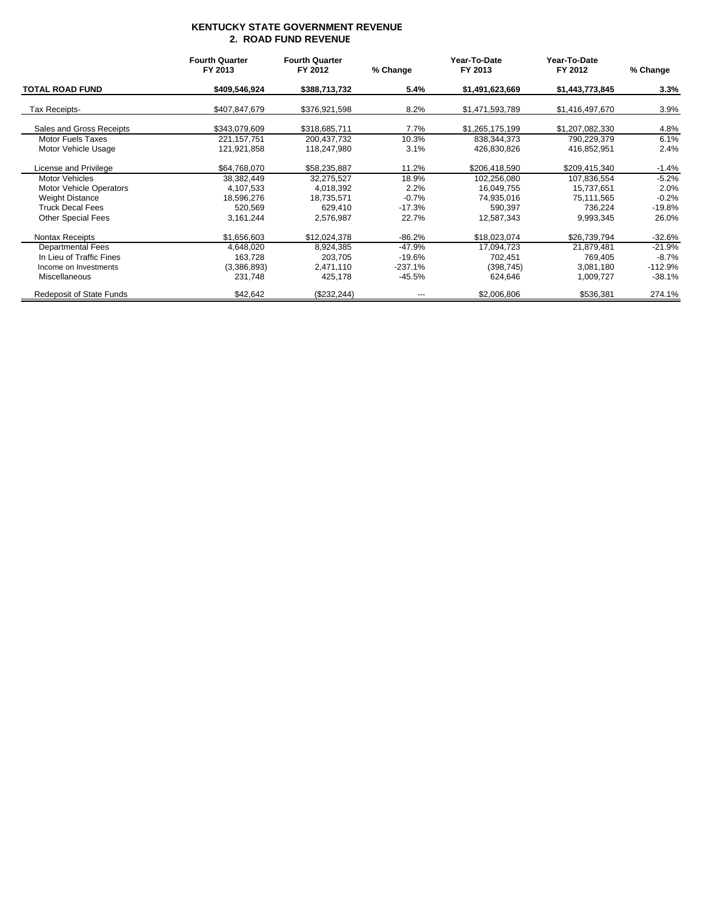# KENTUCKY STATE GOVERNMENT REVENUE
## 2. ROAD FUND REVENUE

| | Fourth Quarter FY 2013 | Fourth Quarter FY 2012 | % Change | Year-To-Date FY 2013 | Year-To-Date FY 2012 | % Change |
|---|---|---|---|---|---|---|
| **TOTAL ROAD FUND** | **$409,546,924** | **$388,713,732** | **5.4%** | **$1,491,623,669** | **$1,443,773,845** | **3.3%** |
| Tax Receipts- | $407,847,679 | $376,921,598 | 8.2% | $1,471,593,789 | $1,416,497,670 | 3.9% |
| Sales and Gross Receipts | $343,079,609 | $318,685,711 | 7.7% | $1,265,175,199 | $1,207,082,330 | 4.8% |
| Motor Fuels Taxes | 221,157,751 | 200,437,732 | 10.3% | 838,344,373 | 790,229,379 | 6.1% |
| Motor Vehicle Usage | 121,921,858 | 118,247,980 | 3.1% | 426,830,826 | 416,852,951 | 2.4% |
| License and Privilege | $64,768,070 | $58,235,887 | 11.2% | $206,418,590 | $209,415,340 | -1.4% |
| Motor Vehicles | 38,382,449 | 32,275,527 | 18.9% | 102,256,080 | 107,836,554 | -5.2% |
| Motor Vehicle Operators | 4,107,533 | 4,018,392 | 2.2% | 16,049,755 | 15,737,651 | 2.0% |
| Weight Distance | 18,596,276 | 18,735,571 | -0.7% | 74,935,016 | 75,111,565 | -0.2% |
| Truck Decal Fees | 520,569 | 629,410 | -17.3% | 590,397 | 736,224 | -19.8% |
| Other Special Fees | 3,161,244 | 2,576,987 | 22.7% | 12,587,343 | 9,993,345 | 26.0% |
| Nontax Receipts | $1,656,603 | $12,024,378 | -86.2% | $18,023,074 | $26,739,794 | -32.6% |
| Departmental Fees | 4,648,020 | 8,924,385 | -47.9% | 17,094,723 | 21,879,481 | -21.9% |
| In Lieu of Traffic Fines | 163,728 | 203,705 | -19.6% | 702,451 | 769,405 | -8.7% |
| Income on Investments | (3,386,893) | 2,471,110 | -237.1% | (398,745) | 3,081,180 | -112.9% |
| Miscellaneous | 231,748 | 425,178 | -45.5% | 624,646 | 1,009,727 | -38.1% |
| Redeposit of State Funds | $42,642 | ($232,244) | --- | $2,006,806 | $536,381 | 274.1% |